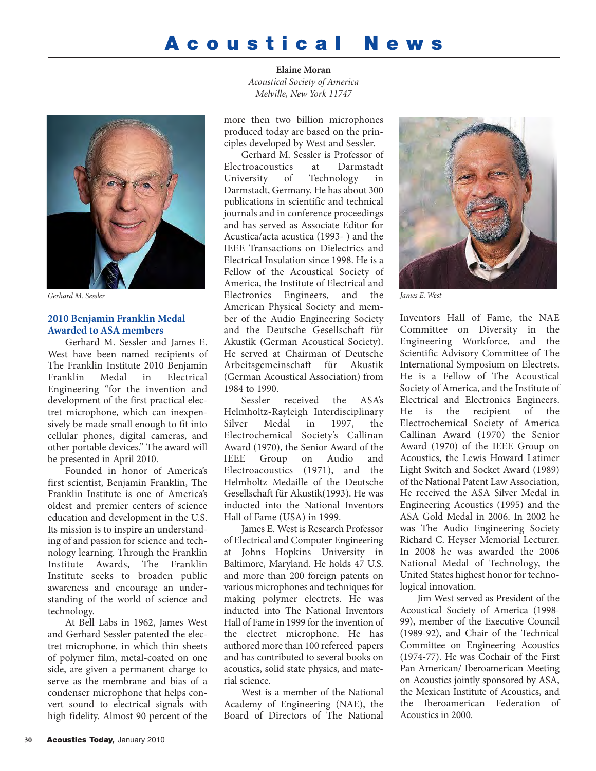# Acoustical News

**Elaine Moran**
*Acoustical Society of America*
*Melville, New York 11747*

*Gerhard M. Sessler*

## 2010 Benjamin Franklin Medal Awarded to ASA members

Gerhard M. Sessler and James E. West have been named recipients of The Franklin Institute 2010 Benjamin Franklin Medal in Electrical Engineering "for the invention and development of the first practical electret microphone, which can inexpensively be made small enough to fit into cellular phones, digital cameras, and other portable devices." The award will be presented in April 2010.

Founded in honor of America's first scientist, Benjamin Franklin, The Franklin Institute is one of America's oldest and premier centers of science education and development in the U.S. Its mission is to inspire an understanding of and passion for science and technology learning. Through the Franklin Institute Awards, The Franklin Institute seeks to broaden public awareness and encourage an understanding of the world of science and technology.

At Bell Labs in 1962, James West and Gerhard Sessler patented the electret microphone, in which thin sheets of polymer film, metal-coated on one side, are given a permanent charge to serve as the membrane and bias of a condenser microphone that helps convert sound to electrical signals with high fidelity. Almost 90 percent of the more then two billion microphones produced today are based on the principles developed by West and Sessler.

Gerhard M. Sessler is Professor of Electroacoustics at Darmstadt University of Technology in Darmstadt, Germany. He has about 300 publications in scientific and technical journals and in conference proceedings and has served as Associate Editor for Acustica/acta acustica (1993- ) and the IEEE Transactions on Dielectrics and Electrical Insulation since 1998. He is a Fellow of the Acoustical Society of America, the Institute of Electrical and Electronics Engineers, and the American Physical Society and member of the Audio Engineering Society and the Deutsche Gesellschaft für Akustik (German Acoustical Society). He served at Chairman of Deutsche Arbeitsgemeinschaft für Akustik (German Acoustical Association) from 1984 to 1990.

Sessler received the ASA's Helmholtz-Rayleigh Interdisciplinary Silver Medal in 1997, the Electrochemical Society's Callinan Award (1970), the Senior Award of the IEEE Group on Audio and Electroacoustics (1971), and the Helmholtz Medaille of the Deutsche Gesellschaft für Akustik(1993). He was inducted into the National Inventors Hall of Fame (USA) in 1999.

James E. West is Research Professor of Electrical and Computer Engineering at Johns Hopkins University in Baltimore, Maryland. He holds 47 U.S. and more than 200 foreign patents on various microphones and techniques for making polymer electrets. He was inducted into The National Inventors Hall of Fame in 1999 for the invention of the electret microphone. He has authored more than 100 refereed papers and has contributed to several books on acoustics, solid state physics, and material science.

*James E. West*

West is a member of the National Academy of Engineering (NAE), the Board of Directors of The National Inventors Hall of Fame, the NAE Committee on Diversity in the Engineering Workforce, and the Scientific Advisory Committee of The International Symposium on Electrets. He is a Fellow of The Acoustical Society of America, and the Institute of Electrical and Electronics Engineers. He is the recipient of the Electrochemical Society of America Callinan Award (1970) the Senior Award (1970) of the IEEE Group on Acoustics, the Lewis Howard Latimer Light Switch and Socket Award (1989) of the National Patent Law Association, He received the ASA Silver Medal in Engineering Acoustics (1995) and the ASA Gold Medal in 2006. In 2002 he was The Audio Engineering Society Richard C. Heyser Memorial Lecturer. In 2008 he was awarded the 2006 National Medal of Technology, the United States highest honor for technological innovation.

Jim West served as President of the Acoustical Society of America (1998-99), member of the Executive Council (1989-92), and Chair of the Technical Committee on Engineering Acoustics (1974-77). He was Cochair of the First Pan American/ Iberoamerican Meeting on Acoustics jointly sponsored by ASA, the Mexican Institute of Acoustics, and the Iberoamerican Federation of Acoustics in 2000.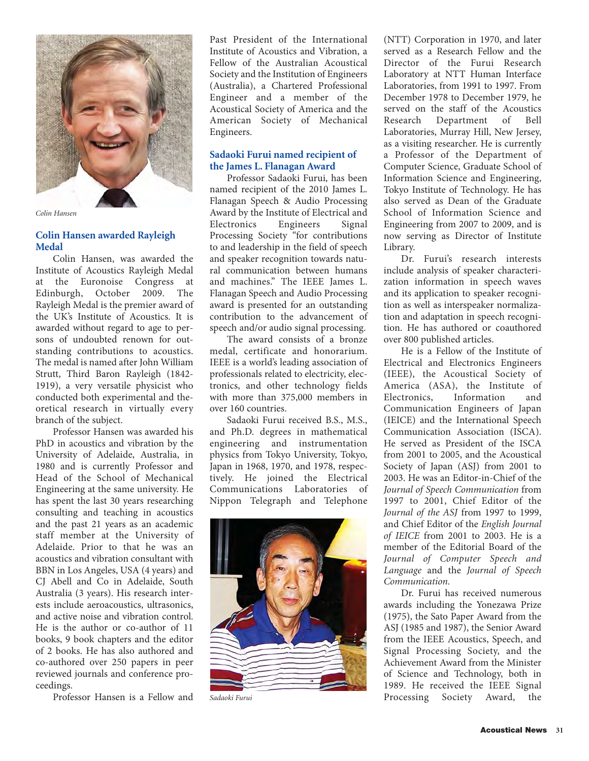Colin Hansen

## Colin Hansen awarded Rayleigh Medal

Colin Hansen, was awarded the Institute of Acoustics Rayleigh Medal at the Euronoise Congress at Edinburgh, October 2009. The Rayleigh Medal is the premier award of the UK's Institute of Acoustics. It is awarded without regard to age to persons of undoubted renown for outstanding contributions to acoustics. The medal is named after John William Strutt, Third Baron Rayleigh (1842-1919), a very versatile physicist who conducted both experimental and theoretical research in virtually every branch of the subject.

Professor Hansen was awarded his PhD in acoustics and vibration by the University of Adelaide, Australia, in 1980 and is currently Professor and Head of the School of Mechanical Engineering at the same university. He has spent the last 30 years researching consulting and teaching in acoustics and the past 21 years as an academic staff member at the University of Adelaide. Prior to that he was an acoustics and vibration consultant with BBN in Los Angeles, USA (4 years) and CJ Abell and Co in Adelaide, South Australia (3 years). His research interests include aeroacoustics, ultrasonics, and active noise and vibration control. He is the author or co-author of 11 books, 9 book chapters and the editor of 2 books. He has also authored and co-authored over 250 papers in peer reviewed journals and conference proceedings.

Professor Hansen is a Fellow and Past President of the International Institute of Acoustics and Vibration, a Fellow of the Australian Acoustical Society and the Institution of Engineers (Australia), a Chartered Professional Engineer and a member of the Acoustical Society of America and the American Society of Mechanical Engineers.

## Sadaoki Furui named recipient of the James L. Flanagan Award

Professor Sadaoki Furui, has been named recipient of the 2010 James L. Flanagan Speech & Audio Processing Award by the Institute of Electrical and Electronics Engineers Signal Processing Society "for contributions to and leadership in the field of speech and speaker recognition towards natural communication between humans and machines." The IEEE James L. Flanagan Speech and Audio Processing award is presented for an outstanding contribution to the advancement of speech and/or audio signal processing.

The award consists of a bronze medal, certificate and honorarium. IEEE is a world's leading association of professionals related to electricity, electronics, and other technology fields with more than 375,000 members in over 160 countries.

Sadaoki Furui received B.S., M.S., and Ph.D. degrees in mathematical engineering and instrumentation physics from Tokyo University, Tokyo, Japan in 1968, 1970, and 1978, respectively. He joined the Electrical Communications Laboratories of Nippon Telegraph and Telephone (NTT) Corporation in 1970, and later served as a Research Fellow and the Director of the Furui Research Laboratory at NTT Human Interface Laboratories, from 1991 to 1997. From December 1978 to December 1979, he served on the staff of the Acoustics Research Department of Bell Laboratories, Murray Hill, New Jersey, as a visiting researcher. He is currently a Professor of the Department of Computer Science, Graduate School of Information Science and Engineering, Tokyo Institute of Technology. He has also served as Dean of the Graduate School of Information Science and Engineering from 2007 to 2009, and is now serving as Director of Institute Library.

Sadaoki Furui

Dr. Furui's research interests include analysis of speaker characterization information in speech waves and its application to speaker recognition as well as interspeaker normalization and adaptation in speech recognition. He has authored or coauthored over 800 published articles.

He is a Fellow of the Institute of Electrical and Electronics Engineers (IEEE), the Acoustical Society of America (ASA), the Institute of Electronics, Information and Communication Engineers of Japan (IEICE) and the International Speech Communication Association (ISCA). He served as President of the ISCA from 2001 to 2005, and the Acoustical Society of Japan (ASJ) from 2001 to 2003. He was an Editor-in-Chief of the *Journal of Speech Communication* from 1997 to 2001, Chief Editor of the *Journal of the ASJ* from 1997 to 1999, and Chief Editor of the *English Journal of IEICE* from 2001 to 2003. He is a member of the Editorial Board of the *Journal of Computer Speech and Language* and the *Journal of Speech Communication*.

Dr. Furui has received numerous awards including the Yonezawa Prize (1975), the Sato Paper Award from the ASJ (1985 and 1987), the Senior Award from the IEEE Acoustics, Speech, and Signal Processing Society, and the Achievement Award from the Minister of Science and Technology, both in 1989. He received the IEEE Signal Processing Society Award, the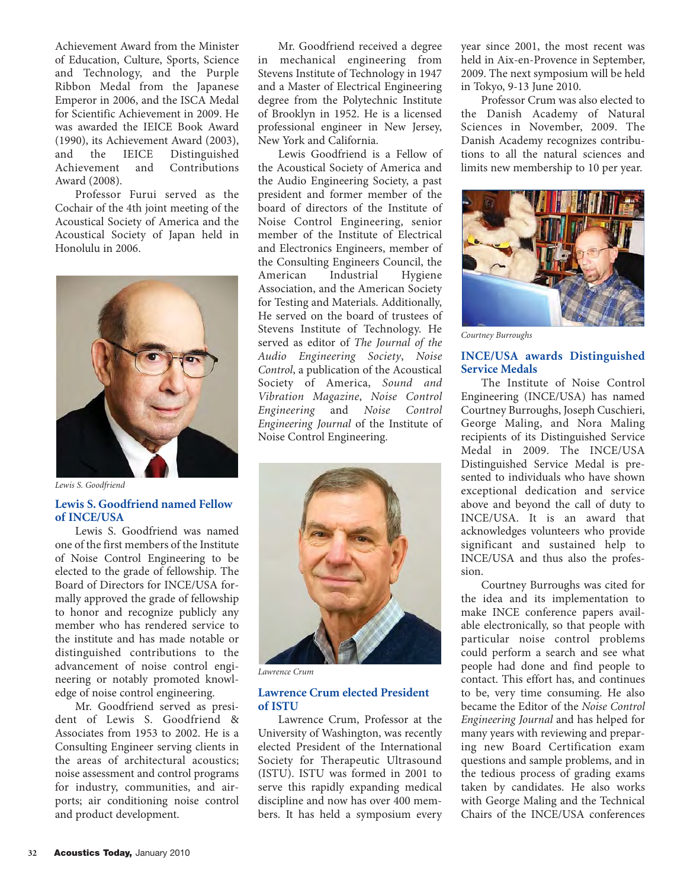Achievement Award from the Minister of Education, Culture, Sports, Science and Technology, and the Purple Ribbon Medal from the Japanese Emperor in 2006, and the ISCA Medal for Scientific Achievement in 2009. He was awarded the IEICE Book Award (1990), its Achievement Award (2003), and the IEICE Distinguished Achievement and Contributions Award (2008).

Professor Furui served as the Cochair of the 4th joint meeting of the Acoustical Society of America and the Acoustical Society of Japan held in Honolulu in 2006.

*Lewis S. Goodfriend*

### Lewis S. Goodfriend named Fellow of INCE/USA

Lewis S. Goodfriend was named one of the first members of the Institute of Noise Control Engineering to be elected to the grade of fellowship. The Board of Directors for INCE/USA formally approved the grade of fellowship to honor and recognize publicly any member who has rendered service to the institute and has made notable or distinguished contributions to the advancement of noise control engineering or notably promoted knowledge of noise control engineering.

Mr. Goodfriend served as president of Lewis S. Goodfriend & Associates from 1953 to 2002. He is a Consulting Engineer serving clients in the areas of architectural acoustics; noise assessment and control programs for industry, communities, and airports; air conditioning noise control and product development.

Mr. Goodfriend received a degree in mechanical engineering from Stevens Institute of Technology in 1947 and a Master of Electrical Engineering degree from the Polytechnic Institute of Brooklyn in 1952. He is a licensed professional engineer in New Jersey, New York and California.

Lewis Goodfriend is a Fellow of the Acoustical Society of America and the Audio Engineering Society, a past president and former member of the board of directors of the Institute of Noise Control Engineering, senior member of the Institute of Electrical and Electronics Engineers, member of the Consulting Engineers Council, the American Industrial Hygiene Association, and the American Society for Testing and Materials. Additionally, He served on the board of trustees of Stevens Institute of Technology. He served as editor of *The Journal of the Audio Engineering Society*, *Noise Control*, a publication of the Acoustical Society of America, *Sound and Vibration Magazine*, *Noise Control Engineering* and *Noise Control Engineering Journal* of the Institute of Noise Control Engineering.

*Lawrence Crum*

### Lawrence Crum elected President of ISTU

Lawrence Crum, Professor at the University of Washington, was recently elected President of the International Society for Therapeutic Ultrasound (ISTU). ISTU was formed in 2001 to serve this rapidly expanding medical discipline and now has over 400 members. It has held a symposium every year since 2001, the most recent was held in Aix-en-Provence in September, 2009. The next symposium will be held in Tokyo, 9-13 June 2010.

Professor Crum was also elected to the Danish Academy of Natural Sciences in November, 2009. The Danish Academy recognizes contributions to all the natural sciences and limits new membership to 10 per year.

*Courtney Burroughs*

### INCE/USA awards Distinguished Service Medals

The Institute of Noise Control Engineering (INCE/USA) has named Courtney Burroughs, Joseph Cuschieri, George Maling, and Nora Maling recipients of its Distinguished Service Medal in 2009. The INCE/USA Distinguished Service Medal is presented to individuals who have shown exceptional dedication and service above and beyond the call of duty to INCE/USA. It is an award that acknowledges volunteers who provide significant and sustained help to INCE/USA and thus also the profession.

Courtney Burroughs was cited for the idea and its implementation to make INCE conference papers available electronically, so that people with particular noise control problems could perform a search and see what people had done and find people to contact. This effort has, and continues to be, very time consuming. He also became the Editor of the *Noise Control Engineering Journal* and has helped for many years with reviewing and preparing new Board Certification exam questions and sample problems, and in the tedious process of grading exams taken by candidates. He also works with George Maling and the Technical Chairs of the INCE/USA conferences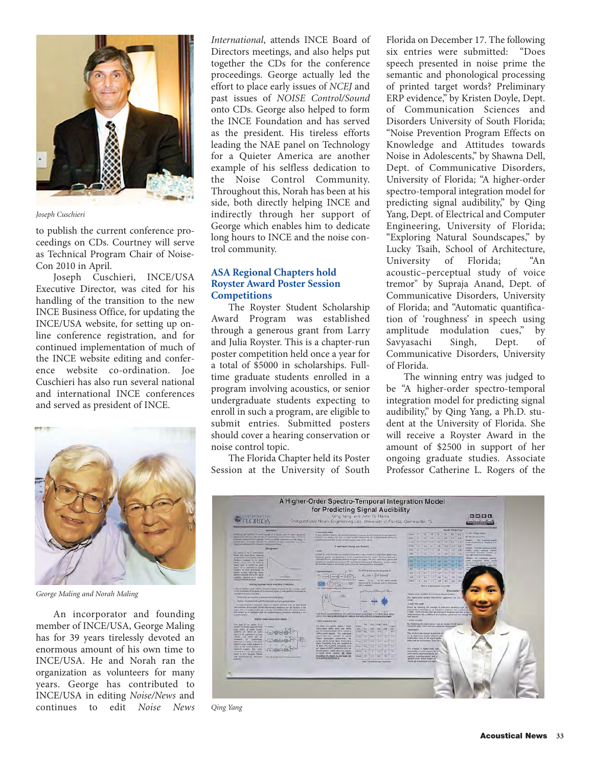Joseph Cuschieri

to publish the current conference proceedings on CDs. Courtney will serve as Technical Program Chair of Noise-Con 2010 in April.

Joseph Cuschieri, INCE/USA Executive Director, was cited for his handling of the transition to the new INCE Business Office, for updating the INCE/USA website, for setting up online conference registration, and for continued implementation of much of the INCE website editing and conference website co-ordination. Joe Cuschieri has also run several national and international INCE conferences and served as president of INCE.

George Maling and Norah Maling

An incorporator and founding member of INCE/USA, George Maling has for 39 years tirelessly devoted an enormous amount of his own time to INCE/USA. He and Norah ran the organization as volunteers for many years. George has contributed to INCE/USA in editing *Noise/News* and continues to edit *Noise News International*, attends INCE Board of Directors meetings, and also helps put together the CDs for the conference proceedings. George actually led the effort to place early issues of *NCEJ* and past issues of *NOISE Control/Sound* onto CDs. George also helped to form the INCE Foundation and has served as the president. His tireless efforts leading the NAE panel on Technology for a Quieter America are another example of his selfless dedication to the Noise Control Community. Throughout this, Norah has been at his side, both directly helping INCE and indirectly through her support of George which enables him to dedicate long hours to INCE and the noise control community.

## ASA Regional Chapters hold Royster Award Poster Session Competitions

The Royster Student Scholarship Award Program was established through a generous grant from Larry and Julia Royster. This is a chapter-run poster competition held once a year for a total of $5000 in scholarships. Full-time graduate students enrolled in a program involving acoustics, or senior undergraduate students expecting to enroll in such a program, are eligible to submit entries. Submitted posters should cover a hearing conservation or noise control topic.

The Florida Chapter held its Poster Session at the University of South Florida on December 17. The following six entries were submitted: "Does speech presented in noise prime the semantic and phonological processing of printed target words? Preliminary ERP evidence," by Kristen Doyle, Dept. of Communication Sciences and Disorders University of South Florida; "Noise Prevention Program Effects on Knowledge and Attitudes towards Noise in Adolescents," by Shawna Dell, Dept. of Communicative Disorders, University of Florida; "A higher-order spectro-temporal integration model for predicting signal audibility," by Qing Yang, Dept. of Electrical and Computer Engineering, University of Florida; "Exploring Natural Soundscapes," by Lucky Tsaih, School of Architecture, University of Florida; "An acoustic–perceptual study of voice tremor" by Supraja Anand, Dept. of Communicative Disorders, University of Florida; and "Automatic quantification of 'roughness' in speech using amplitude modulation cues," by Savyasachi Singh, Dept. of Communicative Disorders, University of Florida.

The winning entry was judged to be "A higher-order spectro-temporal integration model for predicting signal audibility," by Qing Yang, a Ph.D. student at the University of Florida. She will receive a Royster Award in the amount of $2500 in support of her ongoing graduate studies. Associate Professor Catherine L. Rogers of the

Qing Yang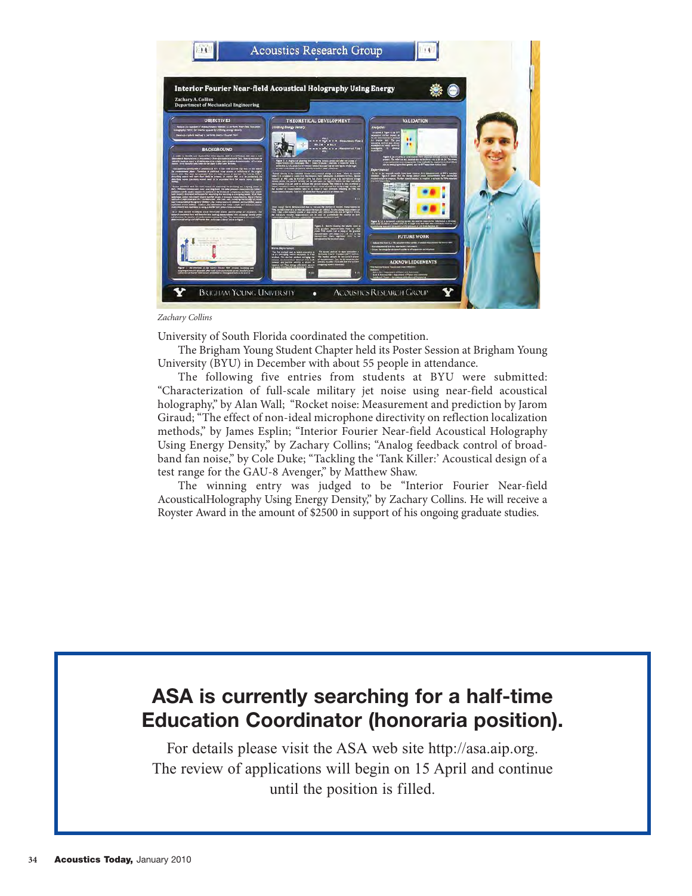*Zachary Collins*

University of South Florida coordinated the competition.

The Brigham Young Student Chapter held its Poster Session at Brigham Young University (BYU) in December with about 55 people in attendance.

The following five entries from students at BYU were submitted: "Characterization of full-scale military jet noise using near-field acoustical holography," by Alan Wall; "Rocket noise: Measurement and prediction by Jarom Giraud; "The effect of non-ideal microphone directivity on reflection localization methods," by James Esplin; "Interior Fourier Near-field Acoustical Holography Using Energy Density," by Zachary Collins; "Analog feedback control of broad-band fan noise," by Cole Duke; "Tackling the 'Tank Killer:' Acoustical design of a test range for the GAU-8 Avenger," by Matthew Shaw.

The winning entry was judged to be "Interior Fourier Near-field AcousticalHolography Using Energy Density," by Zachary Collins. He will receive a Royster Award in the amount of $2500 in support of his ongoing graduate studies.

## ASA is currently searching for a half-time Education Coordinator (honoraria position).

For details please visit the ASA web site http://asa.aip.org.
The review of applications will begin on 15 April and continue until the position is filled.